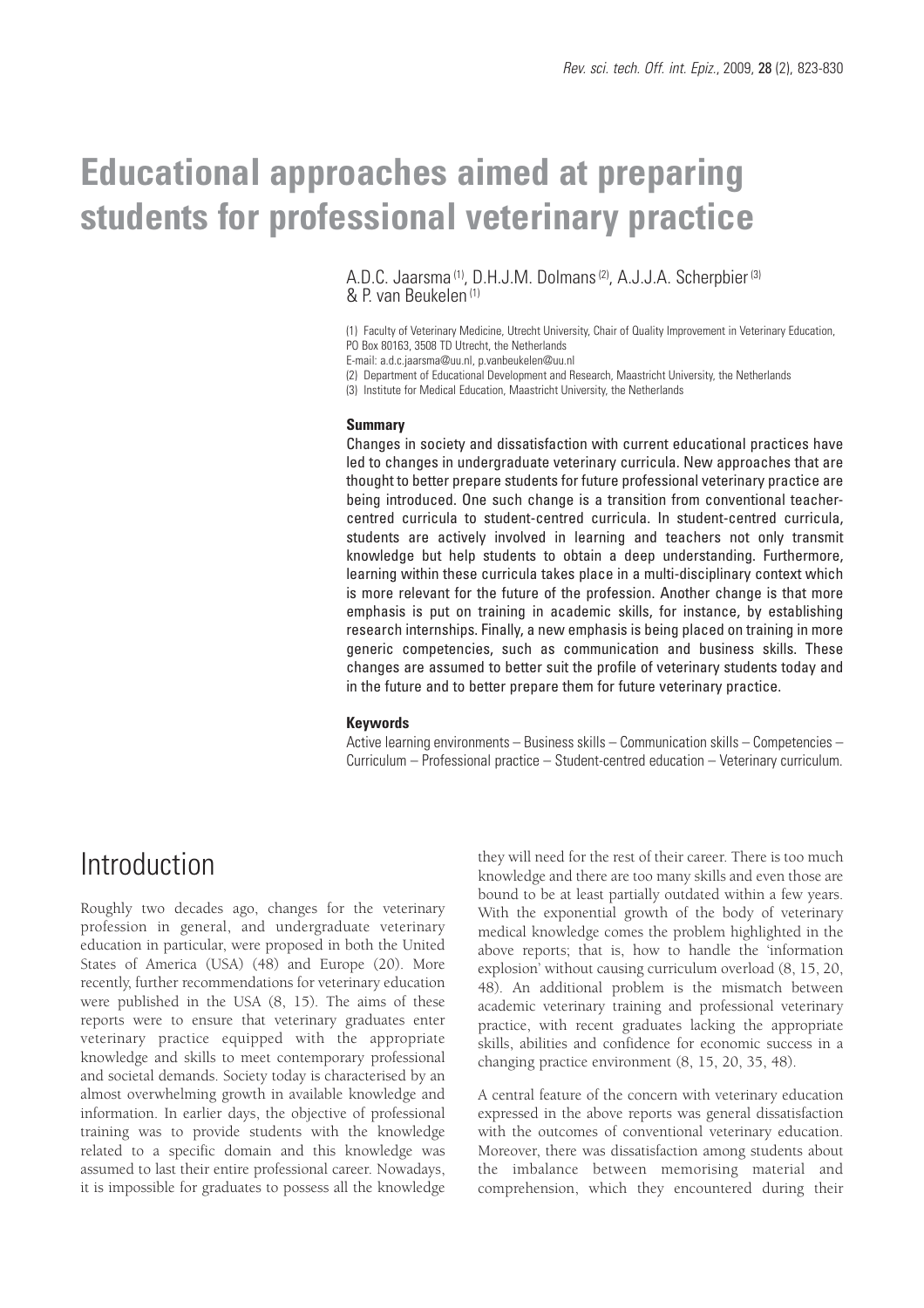# Educational approaches aimed at preparing students for professional veterinary practice

A.D.C. Jaarsma [(1)], D.H.J.M. Dolmans [(2)], A.J.J.A. Scherpbier [(3)] & P. van Beukelen [(1)]

(1) Faculty of Veterinary Medicine, Utrecht University, Chair of Quality Improvement in Veterinary Education, PO Box 80163, 3508 TD Utrecht, the Netherlands
E-mail: a.d.c.jaarsma@uu.nl, p.vanbeukelen@uu.nl
(2) Department of Educational Development and Research, Maastricht University, the Netherlands
(3) Institute for Medical Education, Maastricht University, the Netherlands

**Summary**

Changes in society and dissatisfaction with current educational practices have led to changes in undergraduate veterinary curricula. New approaches that are thought to better prepare students for future professional veterinary practice are being introduced. One such change is a transition from conventional teacher-centred curricula to student-centred curricula. In student-centred curricula, students are actively involved in learning and teachers not only transmit knowledge but help students to obtain a deep understanding. Furthermore, learning within these curricula takes place in a multi-disciplinary context which is more relevant for the future of the profession. Another change is that more emphasis is put on training in academic skills, for instance, by establishing research internships. Finally, a new emphasis is being placed on training in more generic competencies, such as communication and business skills. These changes are assumed to better suit the profile of veterinary students today and in the future and to better prepare them for future veterinary practice.

**Keywords**

Active learning environments – Business skills – Communication skills – Competencies – Curriculum – Professional practice – Student-centred education – Veterinary curriculum.

## Introduction

Roughly two decades ago, changes for the veterinary profession in general, and undergraduate veterinary education in particular, were proposed in both the United States of America (USA) (48) and Europe (20). More recently, further recommendations for veterinary education were published in the USA (8, 15). The aims of these reports were to ensure that veterinary graduates enter veterinary practice equipped with the appropriate knowledge and skills to meet contemporary professional and societal demands. Society today is characterised by an almost overwhelming growth in available knowledge and information. In earlier days, the objective of professional training was to provide students with the knowledge related to a specific domain and this knowledge was assumed to last their entire professional career. Nowadays, it is impossible for graduates to possess all the knowledge they will need for the rest of their career. There is too much knowledge and there are too many skills and even those are bound to be at least partially outdated within a few years. With the exponential growth of the body of veterinary medical knowledge comes the problem highlighted in the above reports; that is, how to handle the 'information explosion' without causing curriculum overload (8, 15, 20, 48). An additional problem is the mismatch between academic veterinary training and professional veterinary practice, with recent graduates lacking the appropriate skills, abilities and confidence for economic success in a changing practice environment (8, 15, 20, 35, 48).

A central feature of the concern with veterinary education expressed in the above reports was general dissatisfaction with the outcomes of conventional veterinary education. Moreover, there was dissatisfaction among students about the imbalance between memorising material and comprehension, which they encountered during their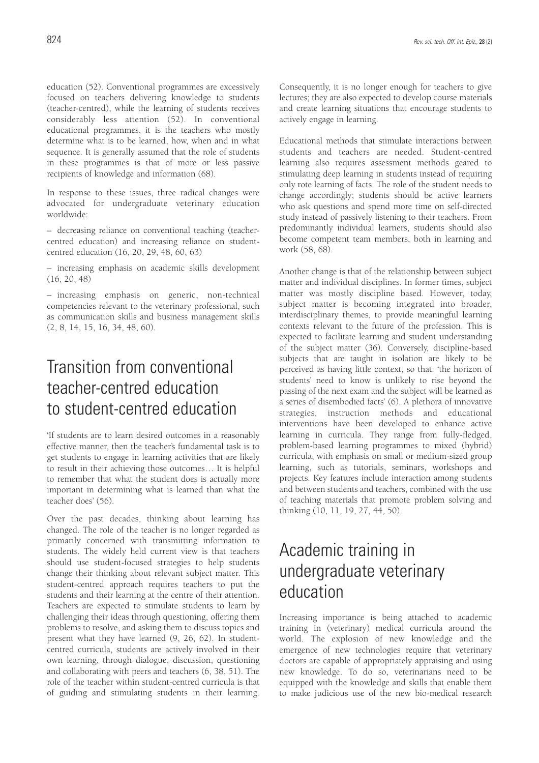education (52). Conventional programmes are excessively focused on teachers delivering knowledge to students (teacher-centred), while the learning of students receives considerably less attention (52). In conventional educational programmes, it is the teachers who mostly determine what is to be learned, how, when and in what sequence. It is generally assumed that the role of students in these programmes is that of more or less passive recipients of knowledge and information (68).

In response to these issues, three radical changes were advocated for undergraduate veterinary education worldwide:

– decreasing reliance on conventional teaching (teacher-centred education) and increasing reliance on student-centred education (16, 20, 29, 48, 60, 63)

– increasing emphasis on academic skills development (16, 20, 48)

– increasing emphasis on generic, non-technical competencies relevant to the veterinary professional, such as communication skills and business management skills (2, 8, 14, 15, 16, 34, 48, 60).

# Transition from conventional teacher-centred education to student-centred education

'If students are to learn desired outcomes in a reasonably effective manner, then the teacher's fundamental task is to get students to engage in learning activities that are likely to result in their achieving those outcomes… It is helpful to remember that what the student does is actually more important in determining what is learned than what the teacher does' (56).

Over the past decades, thinking about learning has changed. The role of the teacher is no longer regarded as primarily concerned with transmitting information to students. The widely held current view is that teachers should use student-focused strategies to help students change their thinking about relevant subject matter. This student-centred approach requires teachers to put the students and their learning at the centre of their attention. Teachers are expected to stimulate students to learn by challenging their ideas through questioning, offering them problems to resolve, and asking them to discuss topics and present what they have learned (9, 26, 62). In student-centred curricula, students are actively involved in their own learning, through dialogue, discussion, questioning and collaborating with peers and teachers (6, 38, 51). The role of the teacher within student-centred curricula is that of guiding and stimulating students in their learning. Consequently, it is no longer enough for teachers to give lectures; they are also expected to develop course materials and create learning situations that encourage students to actively engage in learning.

Educational methods that stimulate interactions between students and teachers are needed. Student-centred learning also requires assessment methods geared to stimulating deep learning in students instead of requiring only rote learning of facts. The role of the student needs to change accordingly; students should be active learners who ask questions and spend more time on self-directed study instead of passively listening to their teachers. From predominantly individual learners, students should also become competent team members, both in learning and work (58, 68).

Another change is that of the relationship between subject matter and individual disciplines. In former times, subject matter was mostly discipline based. However, today, subject matter is becoming integrated into broader, interdisciplinary themes, to provide meaningful learning contexts relevant to the future of the profession. This is expected to facilitate learning and student understanding of the subject matter (36). Conversely, discipline-based subjects that are taught in isolation are likely to be perceived as having little context, so that: 'the horizon of students' need to know is unlikely to rise beyond the passing of the next exam and the subject will be learned as a series of disembodied facts' (6). A plethora of innovative strategies, instruction methods and educational interventions have been developed to enhance active learning in curricula. They range from fully-fledged, problem-based learning programmes to mixed (hybrid) curricula, with emphasis on small or medium-sized group learning, such as tutorials, seminars, workshops and projects. Key features include interaction among students and between students and teachers, combined with the use of teaching materials that promote problem solving and thinking (10, 11, 19, 27, 44, 50).

# Academic training in undergraduate veterinary education

Increasing importance is being attached to academic training in (veterinary) medical curricula around the world. The explosion of new knowledge and the emergence of new technologies require that veterinary doctors are capable of appropriately appraising and using new knowledge. To do so, veterinarians need to be equipped with the knowledge and skills that enable them to make judicious use of the new bio-medical research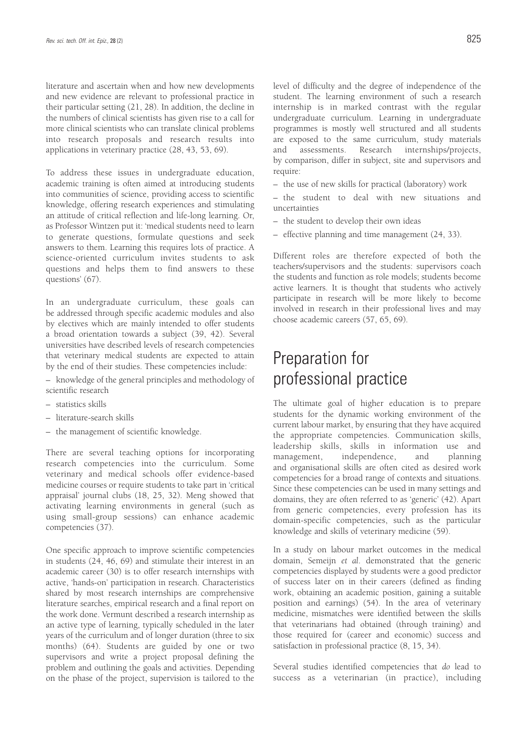literature and ascertain when and how new developments and new evidence are relevant to professional practice in their particular setting (21, 28). In addition, the decline in the numbers of clinical scientists has given rise to a call for more clinical scientists who can translate clinical problems into research proposals and research results into applications in veterinary practice (28, 43, 53, 69).

To address these issues in undergraduate education, academic training is often aimed at introducing students into communities of science, providing access to scientific knowledge, offering research experiences and stimulating an attitude of critical reflection and life-long learning. Or, as Professor Wintzen put it: 'medical students need to learn to generate questions, formulate questions and seek answers to them. Learning this requires lots of practice. A science-oriented curriculum invites students to ask questions and helps them to find answers to these questions' (67).

In an undergraduate curriculum, these goals can be addressed through specific academic modules and also by electives which are mainly intended to offer students a broad orientation towards a subject (39, 42). Several universities have described levels of research competencies that veterinary medical students are expected to attain by the end of their studies. These competencies include:

– knowledge of the general principles and methodology of scientific research

– statistics skills

– literature-search skills

– the management of scientific knowledge.

There are several teaching options for incorporating research competencies into the curriculum. Some veterinary and medical schools offer evidence-based medicine courses or require students to take part in 'critical appraisal' journal clubs (18, 25, 32). Meng showed that activating learning environments in general (such as using small-group sessions) can enhance academic competencies (37).

One specific approach to improve scientific competencies in students (24, 46, 69) and stimulate their interest in an academic career (30) is to offer research internships with active, 'hands-on' participation in research. Characteristics shared by most research internships are comprehensive literature searches, empirical research and a final report on the work done. Vermunt described a research internship as an active type of learning, typically scheduled in the later years of the curriculum and of longer duration (three to six months) (64). Students are guided by one or two supervisors and write a project proposal defining the problem and outlining the goals and activities. Depending on the phase of the project, supervision is tailored to the level of difficulty and the degree of independence of the student. The learning environment of such a research internship is in marked contrast with the regular undergraduate curriculum. Learning in undergraduate programmes is mostly well structured and all students are exposed to the same curriculum, study materials and assessments. Research internships/projects, by comparison, differ in subject, site and supervisors and require:

– the use of new skills for practical (laboratory) work

– the student to deal with new situations and uncertainties

– the student to develop their own ideas

– effective planning and time management (24, 33).

Different roles are therefore expected of both the teachers/supervisors and the students: supervisors coach the students and function as role models; students become active learners. It is thought that students who actively participate in research will be more likely to become involved in research in their professional lives and may choose academic careers (57, 65, 69).

## Preparation for professional practice

The ultimate goal of higher education is to prepare students for the dynamic working environment of the current labour market, by ensuring that they have acquired the appropriate competencies. Communication skills, leadership skills, skills in information use and management, independence, and planning and organisational skills are often cited as desired work competencies for a broad range of contexts and situations. Since these competencies can be used in many settings and domains, they are often referred to as 'generic' (42). Apart from generic competencies, every profession has its domain-specific competencies, such as the particular knowledge and skills of veterinary medicine (59).

In a study on labour market outcomes in the medical domain, Semeijn *et al.* demonstrated that the generic competencies displayed by students were a good predictor of success later on in their careers (defined as finding work, obtaining an academic position, gaining a suitable position and earnings) (54). In the area of veterinary medicine, mismatches were identified between the skills that veterinarians had obtained (through training) and those required for (career and economic) success and satisfaction in professional practice (8, 15, 34).

Several studies identified competencies that *do* lead to success as a veterinarian (in practice), including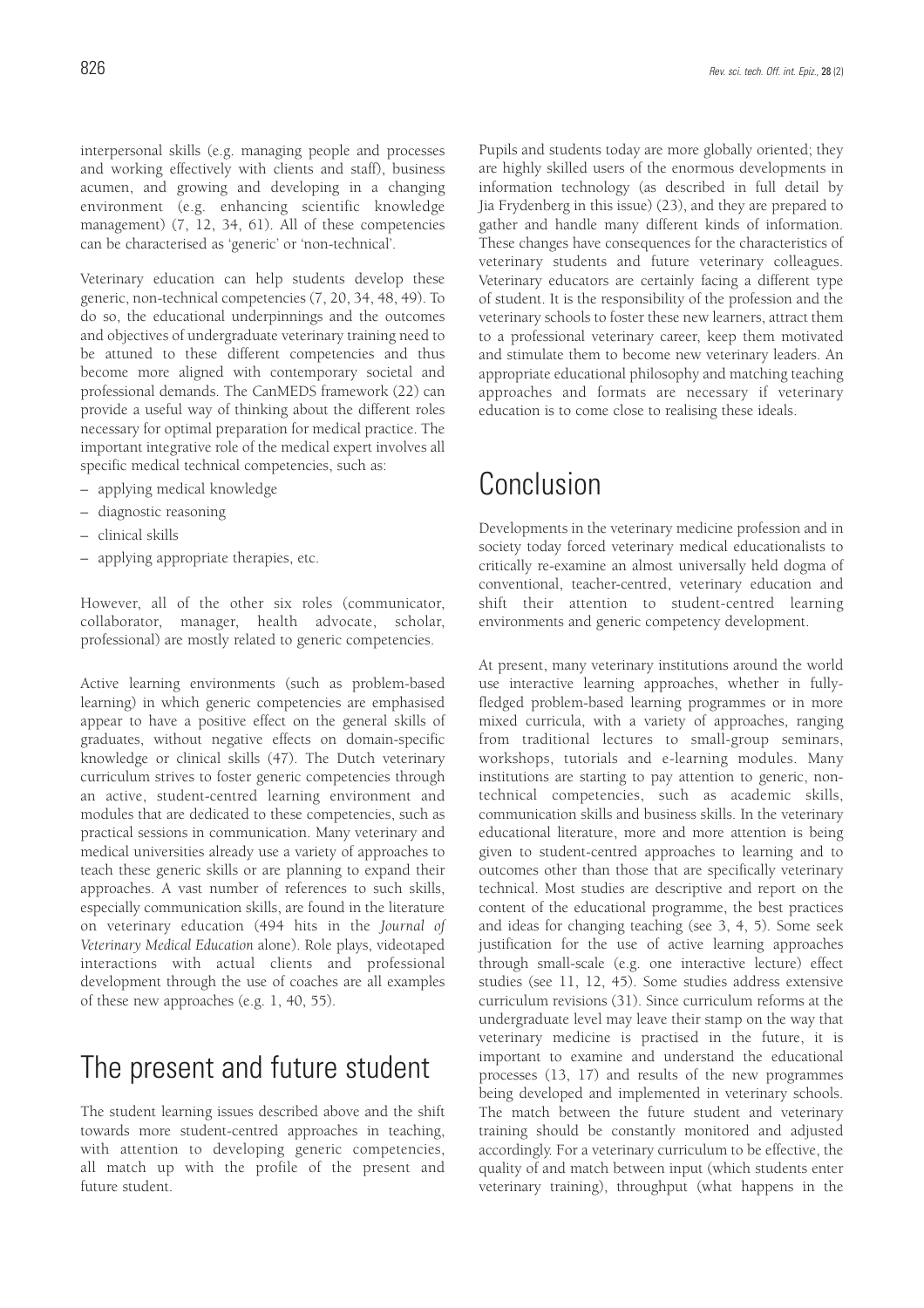interpersonal skills (e.g. managing people and processes and working effectively with clients and staff), business acumen, and growing and developing in a changing environment (e.g. enhancing scientific knowledge management) (7, 12, 34, 61). All of these competencies can be characterised as 'generic' or 'non-technical'.

Veterinary education can help students develop these generic, non-technical competencies (7, 20, 34, 48, 49). To do so, the educational underpinnings and the outcomes and objectives of undergraduate veterinary training need to be attuned to these different competencies and thus become more aligned with contemporary societal and professional demands. The CanMEDS framework (22) can provide a useful way of thinking about the different roles necessary for optimal preparation for medical practice. The important integrative role of the medical expert involves all specific medical technical competencies, such as:

- applying medical knowledge
- diagnostic reasoning
- clinical skills
- applying appropriate therapies, etc.

However, all of the other six roles (communicator, collaborator, manager, health advocate, scholar, professional) are mostly related to generic competencies.

Active learning environments (such as problem-based learning) in which generic competencies are emphasised appear to have a positive effect on the general skills of graduates, without negative effects on domain-specific knowledge or clinical skills (47). The Dutch veterinary curriculum strives to foster generic competencies through an active, student-centred learning environment and modules that are dedicated to these competencies, such as practical sessions in communication. Many veterinary and medical universities already use a variety of approaches to teach these generic skills or are planning to expand their approaches. A vast number of references to such skills, especially communication skills, are found in the literature on veterinary education (494 hits in the *Journal of Veterinary Medical Education* alone). Role plays, videotaped interactions with actual clients and professional development through the use of coaches are all examples of these new approaches (e.g. 1, 40, 55).

## The present and future student

The student learning issues described above and the shift towards more student-centred approaches in teaching, with attention to developing generic competencies, all match up with the profile of the present and future student.

Pupils and students today are more globally oriented; they are highly skilled users of the enormous developments in information technology (as described in full detail by Jia Frydenberg in this issue) (23), and they are prepared to gather and handle many different kinds of information. These changes have consequences for the characteristics of veterinary students and future veterinary colleagues. Veterinary educators are certainly facing a different type of student. It is the responsibility of the profession and the veterinary schools to foster these new learners, attract them to a professional veterinary career, keep them motivated and stimulate them to become new veterinary leaders. An appropriate educational philosophy and matching teaching approaches and formats are necessary if veterinary education is to come close to realising these ideals.

## Conclusion

Developments in the veterinary medicine profession and in society today forced veterinary medical educationalists to critically re-examine an almost universally held dogma of conventional, teacher-centred, veterinary education and shift their attention to student-centred learning environments and generic competency development.

At present, many veterinary institutions around the world use interactive learning approaches, whether in fully-fledged problem-based learning programmes or in more mixed curricula, with a variety of approaches, ranging from traditional lectures to small-group seminars, workshops, tutorials and e-learning modules. Many institutions are starting to pay attention to generic, non-technical competencies, such as academic skills, communication skills and business skills. In the veterinary educational literature, more and more attention is being given to student-centred approaches to learning and to outcomes other than those that are specifically veterinary technical. Most studies are descriptive and report on the content of the educational programme, the best practices and ideas for changing teaching (see 3, 4, 5). Some seek justification for the use of active learning approaches through small-scale (e.g. one interactive lecture) effect studies (see 11, 12, 45). Some studies address extensive curriculum revisions (31). Since curriculum reforms at the undergraduate level may leave their stamp on the way that veterinary medicine is practised in the future, it is important to examine and understand the educational processes (13, 17) and results of the new programmes being developed and implemented in veterinary schools. The match between the future student and veterinary training should be constantly monitored and adjusted accordingly. For a veterinary curriculum to be effective, the quality of and match between input (which students enter veterinary training), throughput (what happens in the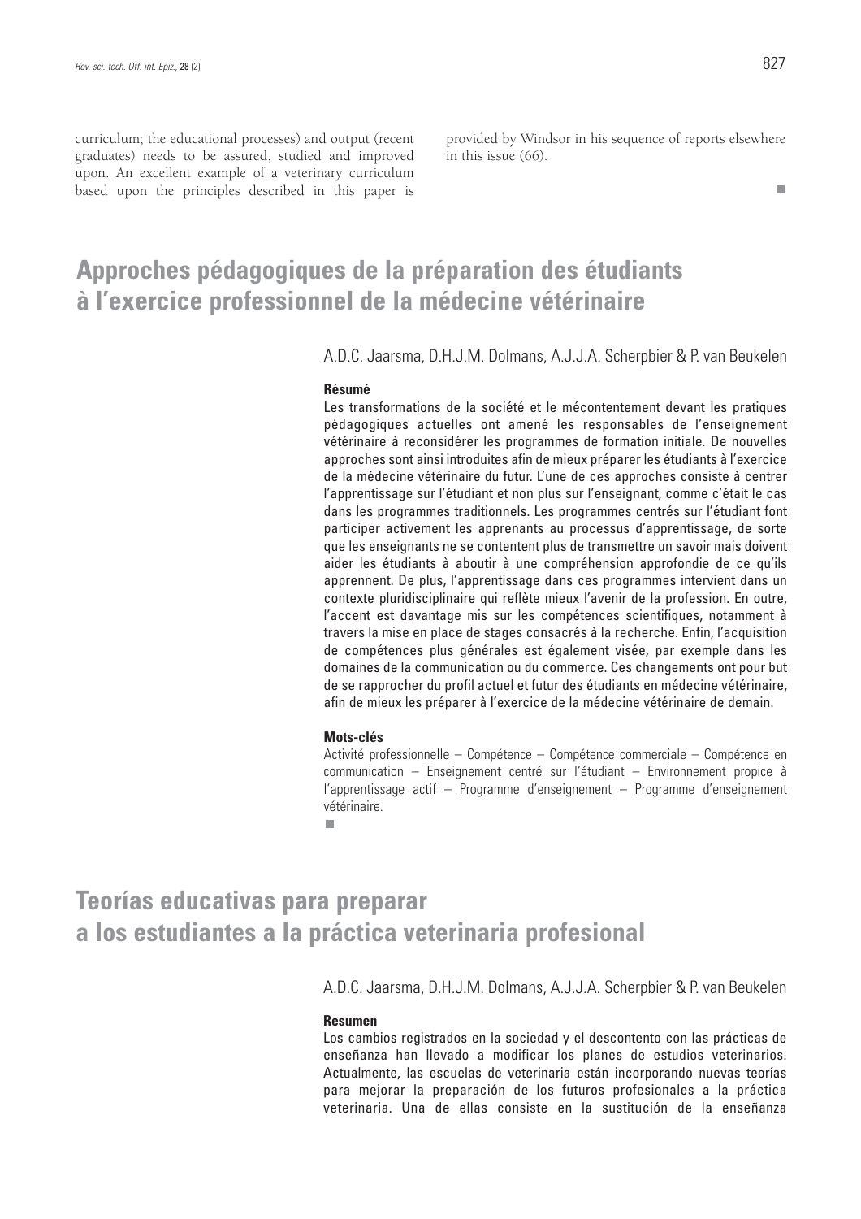curriculum; the educational processes) and output (recent graduates) needs to be assured, studied and improved upon. An excellent example of a veterinary curriculum based upon the principles described in this paper is provided by Windsor in his sequence of reports elsewhere in this issue (66).

# Approches pédagogiques de la préparation des étudiants à l'exercice professionnel de la médecine vétérinaire

A.D.C. Jaarsma, D.H.J.M. Dolmans, A.J.J.A. Scherpbier & P. van Beukelen

**Résumé**

Les transformations de la société et le mécontentement devant les pratiques pédagogiques actuelles ont amené les responsables de l'enseignement vétérinaire à reconsidérer les programmes de formation initiale. De nouvelles approches sont ainsi introduites afin de mieux préparer les étudiants à l'exercice de la médecine vétérinaire du futur. L'une de ces approches consiste à centrer l'apprentissage sur l'étudiant et non plus sur l'enseignant, comme c'était le cas dans les programmes traditionnels. Les programmes centrés sur l'étudiant font participer activement les apprenants au processus d'apprentissage, de sorte que les enseignants ne se contentent plus de transmettre un savoir mais doivent aider les étudiants à aboutir à une compréhension approfondie de ce qu'ils apprennent. De plus, l'apprentissage dans ces programmes intervient dans un contexte pluridisciplinaire qui reflète mieux l'avenir de la profession. En outre, l'accent est davantage mis sur les compétences scientifiques, notamment à travers la mise en place de stages consacrés à la recherche. Enfin, l'acquisition de compétences plus générales est également visée, par exemple dans les domaines de la communication ou du commerce. Ces changements ont pour but de se rapprocher du profil actuel et futur des étudiants en médecine vétérinaire, afin de mieux les préparer à l'exercice de la médecine vétérinaire de demain.

**Mots-clés**

Activité professionnelle – Compétence – Compétence commerciale – Compétence en communication – Enseignement centré sur l'étudiant – Environnement propice à l'apprentissage actif – Programme d'enseignement – Programme d'enseignement vétérinaire.

# Teorías educativas para preparar a los estudiantes a la práctica veterinaria profesional

A.D.C. Jaarsma, D.H.J.M. Dolmans, A.J.J.A. Scherpbier & P. van Beukelen

**Resumen**

Los cambios registrados en la sociedad y el descontento con las prácticas de enseñanza han llevado a modificar los planes de estudios veterinarios. Actualmente, las escuelas de veterinaria están incorporando nuevas teorías para mejorar la preparación de los futuros profesionales a la práctica veterinaria. Una de ellas consiste en la sustitución de la enseñanza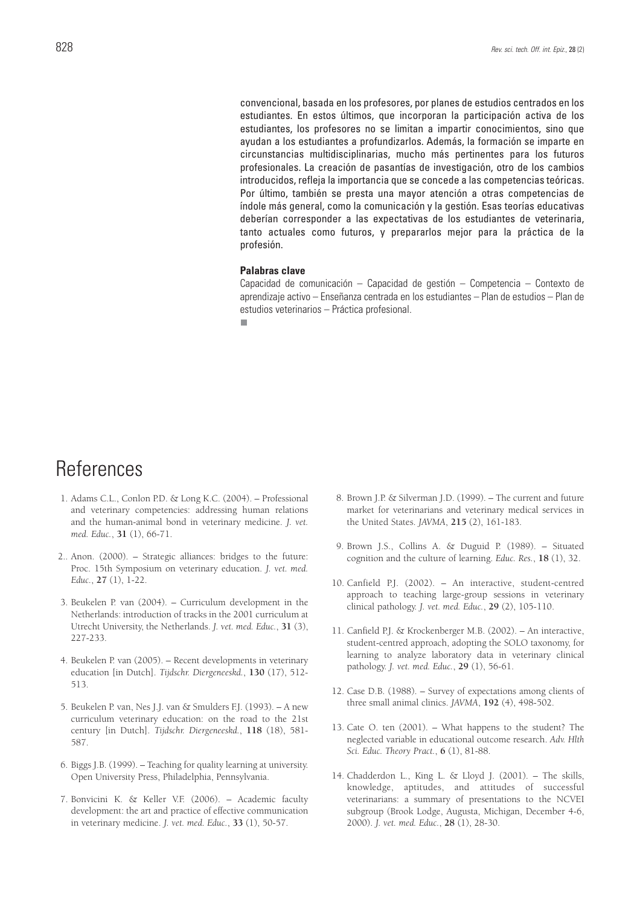convencional, basada en los profesores, por planes de estudios centrados en los estudiantes. En estos últimos, que incorporan la participación activa de los estudiantes, los profesores no se limitan a impartir conocimientos, sino que ayudan a los estudiantes a profundizarlos. Además, la formación se imparte en circunstancias multidisciplinarias, mucho más pertinentes para los futuros profesionales. La creación de pasantías de investigación, otro de los cambios introducidos, refleja la importancia que se concede a las competencias teóricas. Por último, también se presta una mayor atención a otras competencias de índole más general, como la comunicación y la gestión. Esas teorías educativas deberían corresponder a las expectativas de los estudiantes de veterinaria, tanto actuales como futuros, y prepararlos mejor para la práctica de la profesión.

**Palabras clave**

Capacidad de comunicación – Capacidad de gestión – Competencia – Contexto de aprendizaje activo – Enseñanza centrada en los estudiantes – Plan de estudios – Plan de estudios veterinarios – Práctica profesional.

# References

1. Adams C.L., Conlon P.D. & Long K.C. (2004). – Professional and veterinary competencies: addressing human relations and the human-animal bond in veterinary medicine. *J. vet. med. Educ.*, **31** (1), 66-71.

2. Anon. (2000). – Strategic alliances: bridges to the future: Proc. 15th Symposium on veterinary education. *J. vet. med. Educ.*, **27** (1), 1-22.

3. Beukelen P. van (2004). – Curriculum development in the Netherlands: introduction of tracks in the 2001 curriculum at Utrecht University, the Netherlands. *J. vet. med. Educ.*, **31** (3), 227-233.

4. Beukelen P. van (2005). – Recent developments in veterinary education [in Dutch]. *Tijdschr. Diergeneeskd.*, **130** (17), 512-513.

5. Beukelen P. van, Nes J.J. van & Smulders F.J. (1993). – A new curriculum veterinary education: on the road to the 21st century [in Dutch]. *Tijdschr. Diergeneeskd.*, **118** (18), 581-587.

6. Biggs J.B. (1999). – Teaching for quality learning at university. Open University Press, Philadelphia, Pennsylvania.

7. Bonvicini K. & Keller V.F. (2006). – Academic faculty development: the art and practice of effective communication in veterinary medicine. *J. vet. med. Educ.*, **33** (1), 50-57.

8. Brown J.P. & Silverman J.D. (1999). – The current and future market for veterinarians and veterinary medical services in the United States. *JAVMA*, **215** (2), 161-183.

9. Brown J.S., Collins A. & Duguid P. (1989). – Situated cognition and the culture of learning. *Educ. Res.*, **18** (1), 32.

10. Canfield P.J. (2002). – An interactive, student-centred approach to teaching large-group sessions in veterinary clinical pathology. *J. vet. med. Educ.*, **29** (2), 105-110.

11. Canfield P.J. & Krockenberger M.B. (2002). – An interactive, student-centred approach, adopting the SOLO taxonomy, for learning to analyze laboratory data in veterinary clinical pathology. *J. vet. med. Educ.*, **29** (1), 56-61.

12. Case D.B. (1988). – Survey of expectations among clients of three small animal clinics. *JAVMA*, **192** (4), 498-502.

13. Cate O. ten (2001). – What happens to the student? The neglected variable in educational outcome research. *Adv. Hlth Sci. Educ. Theory Pract.*, **6** (1), 81-88.

14. Chadderdon L., King L. & Lloyd J. (2001). – The skills, knowledge, aptitudes, and attitudes of successful veterinarians: a summary of presentations to the NCVEI subgroup (Brook Lodge, Augusta, Michigan, December 4-6, 2000). *J. vet. med. Educ.*, **28** (1), 28-30.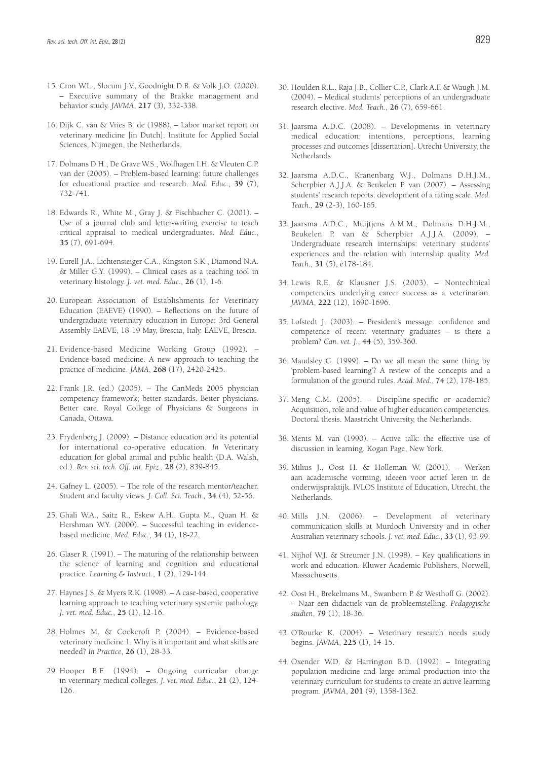15. Cron W.L., Slocum J.V., Goodnight D.B. & Volk J.O. (2000). – Executive summary of the Brakke management and behavior study. *JAVMA*, **217** (3), 332-338.

16. Dijk C. van & Vries B. de (1988). – Labor market report on veterinary medicine [in Dutch]. Institute for Applied Social Sciences, Nijmegen, the Netherlands.

17. Dolmans D.H., De Grave W.S., Wolfhagen I.H. & Vleuten C.P. van der (2005). – Problem-based learning: future challenges for educational practice and research. *Med. Educ.*, **39** (7), 732-741.

18. Edwards R., White M., Gray J. & Fischbacher C. (2001). – Use of a journal club and letter-writing exercise to teach critical appraisal to medical undergraduates. *Med. Educ.*, **35** (7), 691-694.

19. Eurell J.A., Lichtensteiger C.A., Kingston S.K., Diamond N.A. & Miller G.Y. (1999). – Clinical cases as a teaching tool in veterinary histology. *J. vet. med. Educ.*, **26** (1), 1-6.

20. European Association of Establishments for Veterinary Education (EAEVE) (1990). – Reflections on the future of undergraduate veterinary education in Europe: 3rd General Assembly EAEVE, 18-19 May, Brescia, Italy. EAEVE, Brescia.

21. Evidence-based Medicine Working Group (1992). – Evidence-based medicine. A new approach to teaching the practice of medicine. *JAMA*, **268** (17), 2420-2425.

22. Frank J.R. (ed.) (2005). – The CanMeds 2005 physician competency framework; better standards. Better physicians. Better care. Royal College of Physicians & Surgeons in Canada, Ottawa.

23. Frydenberg J. (2009). – Distance education and its potential for international co-operative education. *In* Veterinary education for global animal and public health (D.A. Walsh, ed.). *Rev. sci. tech. Off. int. Epiz.*, **28** (2), 839-845.

24. Gafney L. (2005). – The role of the research mentor/teacher. Student and faculty views. *J. Coll. Sci. Teach.*, **34** (4), 52-56.

25. Ghali W.A., Saitz R., Eskew A.H., Gupta M., Quan H. & Hershman W.Y. (2000). – Successful teaching in evidence-based medicine. *Med. Educ.*, **34** (1), 18-22.

26. Glaser R. (1991). – The maturing of the relationship between the science of learning and cognition and educational practice. *Learning & Instruct.*, **1** (2), 129-144.

27. Haynes J.S. & Myers R.K. (1998). – A case-based, cooperative learning approach to teaching veterinary systemic pathology. *J. vet. med. Educ.*, **25** (1), 12-16.

28. Holmes M. & Cockcroft P. (2004). – Evidence-based veterinary medicine 1. Why is it important and what skills are needed? *In Practice*, **26** (1), 28-33.

29. Hooper B.E. (1994). – Ongoing curricular change in veterinary medical colleges. *J. vet. med. Educ.*, **21** (2), 124-126.

30. Houlden R.L., Raja J.B., Collier C.P., Clark A.F. & Waugh J.M. (2004). – Medical students' perceptions of an undergraduate research elective. *Med. Teach.*, **26** (7), 659-661.

31. Jaarsma A.D.C. (2008). – Developments in veterinary medical education: intentions, perceptions, learning processes and outcomes [dissertation]. Utrecht University, the Netherlands.

32. Jaarsma A.D.C., Kranenbarg W.J., Dolmans D.H.J.M., Scherpbier A.J.J.A. & Beukelen P. van (2007). – Assessing students' research reports: development of a rating scale. *Med. Teach.*, **29** (2-3), 160-165.

33. Jaarsma A.D.C., Muijtjens A.M.M., Dolmans D.H.J.M., Beukelen P. van & Scherpbier A.J.J.A. (2009). – Undergraduate research internships: veterinary students' experiences and the relation with internship quality. *Med. Teach.*, **31** (5), e178-184.

34. Lewis R.E. & Klausner J.S. (2003). – Nontechnical competencies underlying career success as a veterinarian. *JAVMA*, **222** (12), 1690-1696.

35. Lofstedt J. (2003). – President's message: confidence and competence of recent veterinary graduates – is there a problem? *Can. vet. J.*, **44** (5), 359-360.

36. Maudsley G. (1999). – Do we all mean the same thing by 'problem-based learning'? A review of the concepts and a formulation of the ground rules. *Acad. Med.*, **74** (2), 178-185.

37. Meng C.M. (2005). – Discipline-specific or academic? Acquisition, role and value of higher education competencies. Doctoral thesis. Maastricht University, the Netherlands.

38. Ments M. van (1990). – Active talk: the effective use of discussion in learning. Kogan Page, New York.

39. Milius J., Oost H. & Holleman W. (2001). – Werken aan academische vorming, ideeën voor actief leren in de onderwijspraktijk. IVLOS Institute of Education, Utrecht, the Netherlands.

40. Mills J.N. (2006). – Development of veterinary communication skills at Murdoch University and in other Australian veterinary schools. *J. vet. med. Educ.*, **33** (1), 93-99.

41. Nijhof W.J. & Streumer J.N. (1998). – Key qualifications in work and education. Kluwer Academic Publishers, Norwell, Massachusetts.

42. Oost H., Brekelmans M., Swanborn P. & Westhoff G. (2002). – Naar een didactiek van de probleemstelling. *Pedagogische studien*, **79** (1), 18-36.

43. O'Rourke K. (2004). – Veterinary research needs study begins. *JAVMA*, **225** (1), 14-15.

44. Oxender W.D. & Harrington B.D. (1992). – Integrating population medicine and large animal production into the veterinary curriculum for students to create an active learning program. *JAVMA*, **201** (9), 1358-1362.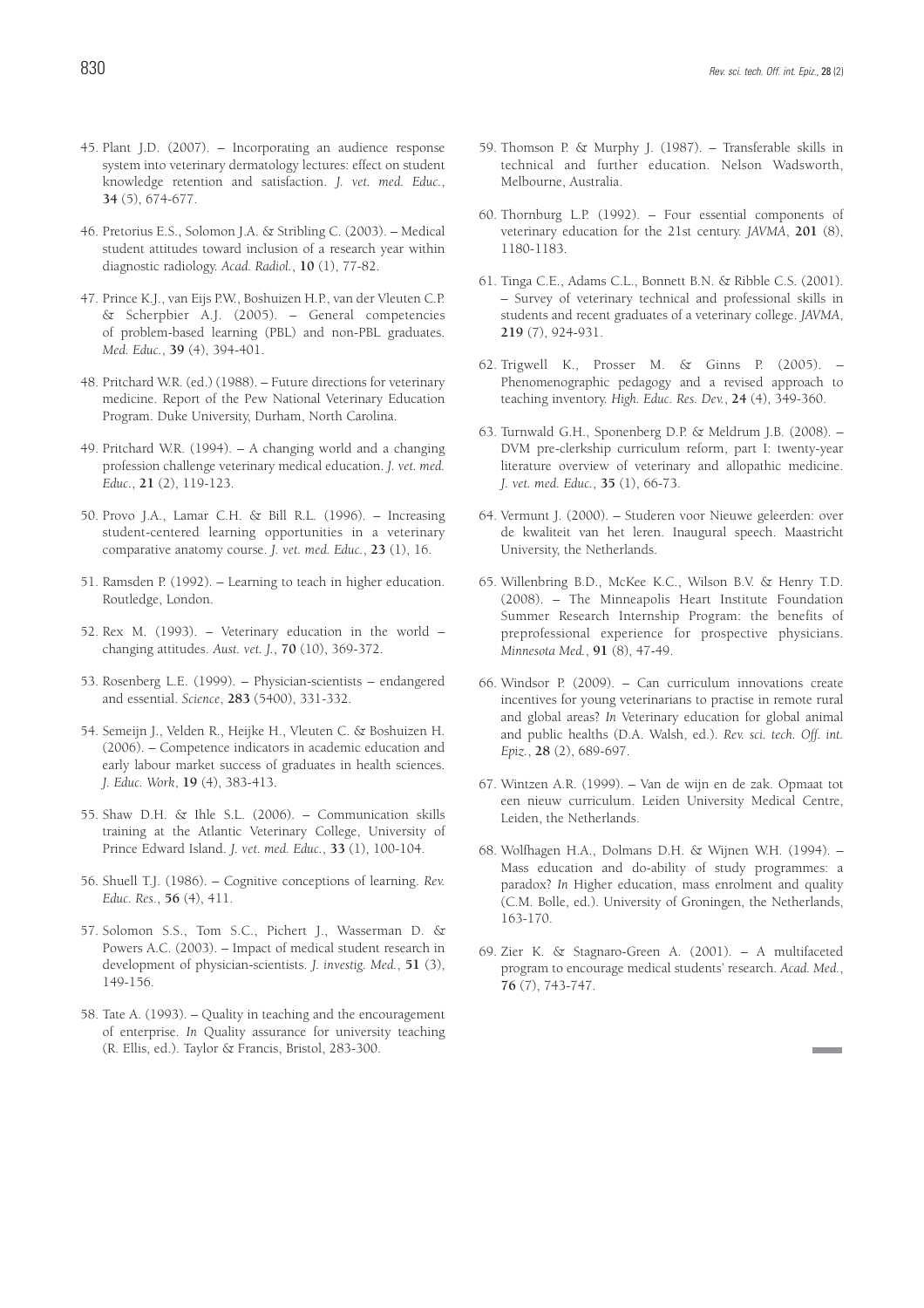45. Plant J.D. (2007). – Incorporating an audience response system into veterinary dermatology lectures: effect on student knowledge retention and satisfaction. *J. vet. med. Educ.*, **34** (5), 674-677.

46. Pretorius E.S., Solomon J.A. & Stribling C. (2003). – Medical student attitudes toward inclusion of a research year within diagnostic radiology. *Acad. Radiol.*, **10** (1), 77-82.

47. Prince K.J., van Eijs P.W., Boshuizen H.P., van der Vleuten C.P. & Scherpbier A.J. (2005). – General competencies of problem-based learning (PBL) and non-PBL graduates. *Med. Educ.*, **39** (4), 394-401.

48. Pritchard W.R. (ed.) (1988). – Future directions for veterinary medicine. Report of the Pew National Veterinary Education Program. Duke University, Durham, North Carolina.

49. Pritchard W.R. (1994). – A changing world and a changing profession challenge veterinary medical education. *J. vet. med. Educ.*, **21** (2), 119-123.

50. Provo J.A., Lamar C.H. & Bill R.L. (1996). – Increasing student-centered learning opportunities in a veterinary comparative anatomy course. *J. vet. med. Educ.*, **23** (1), 16.

51. Ramsden P. (1992). – Learning to teach in higher education. Routledge, London.

52. Rex M. (1993). – Veterinary education in the world – changing attitudes. *Aust. vet. J.*, **70** (10), 369-372.

53. Rosenberg L.E. (1999). – Physician-scientists – endangered and essential. *Science*, **283** (5400), 331-332.

54. Semeijn J., Velden R., Heijke H., Vleuten C. & Boshuizen H. (2006). – Competence indicators in academic education and early labour market success of graduates in health sciences. *J. Educ. Work*, **19** (4), 383-413.

55. Shaw D.H. & Ihle S.L. (2006). – Communication skills training at the Atlantic Veterinary College, University of Prince Edward Island. *J. vet. med. Educ.*, **33** (1), 100-104.

56. Shuell T.J. (1986). – Cognitive conceptions of learning. *Rev. Educ. Res.*, **56** (4), 411.

57. Solomon S.S., Tom S.C., Pichert J., Wasserman D. & Powers A.C. (2003). – Impact of medical student research in development of physician-scientists. *J. investig. Med.*, **51** (3), 149-156.

58. Tate A. (1993). – Quality in teaching and the encouragement of enterprise. *In* Quality assurance for university teaching (R. Ellis, ed.). Taylor & Francis, Bristol, 283-300.

59. Thomson P. & Murphy J. (1987). – Transferable skills in technical and further education. Nelson Wadsworth, Melbourne, Australia.

60. Thornburg L.P. (1992). – Four essential components of veterinary education for the 21st century. *JAVMA*, **201** (8), 1180-1183.

61. Tinga C.E., Adams C.L., Bonnett B.N. & Ribble C.S. (2001). – Survey of veterinary technical and professional skills in students and recent graduates of a veterinary college. *JAVMA*, **219** (7), 924-931.

62. Trigwell K., Prosser M. & Ginns P. (2005). – Phenomenographic pedagogy and a revised approach to teaching inventory. *High. Educ. Res. Dev.*, **24** (4), 349-360.

63. Turnwald G.H., Sponenberg D.P. & Meldrum J.B. (2008). – DVM pre-clerkship curriculum reform, part I: twenty-year literature overview of veterinary and allopathic medicine. *J. vet. med. Educ.*, **35** (1), 66-73.

64. Vermunt J. (2000). – Studeren voor Nieuwe geleerden: over de kwaliteit van het leren. Inaugural speech. Maastricht University, the Netherlands.

65. Willenbring B.D., McKee K.C., Wilson B.V. & Henry T.D. (2008). – The Minneapolis Heart Institute Foundation Summer Research Internship Program: the benefits of preprofessional experience for prospective physicians. *Minnesota Med.*, **91** (8), 47-49.

66. Windsor P. (2009). – Can curriculum innovations create incentives for young veterinarians to practise in remote rural and global areas? *In* Veterinary education for global animal and public healths (D.A. Walsh, ed.). *Rev. sci. tech. Off. int. Epiz.*, **28** (2), 689-697.

67. Wintzen A.R. (1999). – Van de wijn en de zak. Opmaat tot een nieuw curriculum. Leiden University Medical Centre, Leiden, the Netherlands.

68. Wolfhagen H.A., Dolmans D.H. & Wijnen W.H. (1994). – Mass education and do-ability of study programmes: a paradox? *In* Higher education, mass enrolment and quality (C.M. Bolle, ed.). University of Groningen, the Netherlands, 163-170.

69. Zier K. & Stagnaro-Green A. (2001). – A multifaceted program to encourage medical students' research. *Acad. Med.*, **76** (7), 743-747.